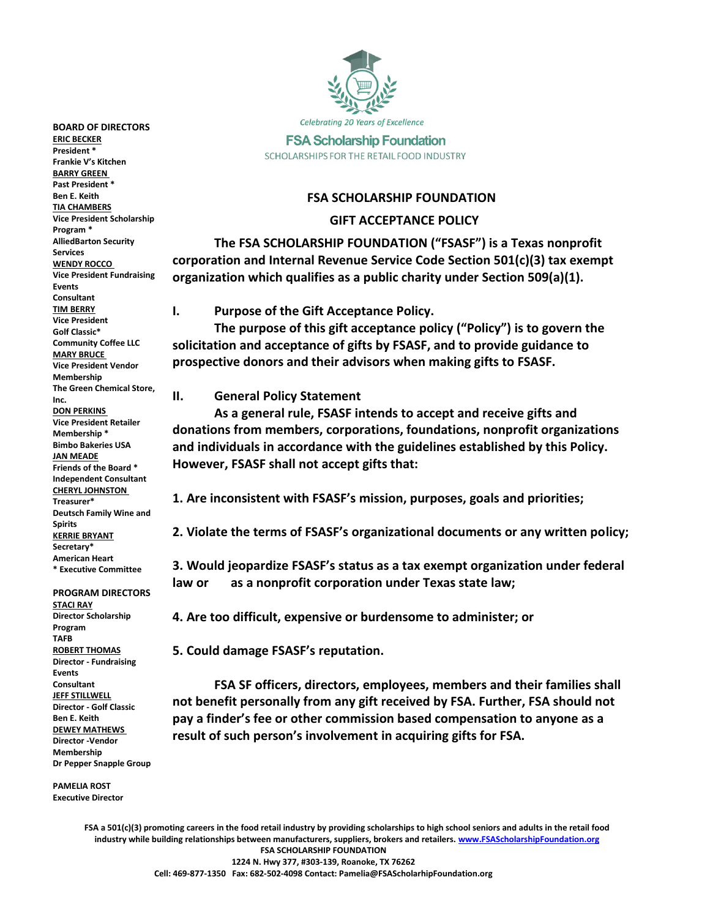Celebrating 20 Years of Excellence

FSA Scholarship Foundation

SCHOLARSHIPS FOR THE RETAIL FOOD INDUSTRY

**BOARD OF DIRECTORS**

**ERIC BECKER**
President *
Frankie V's Kitchen

**BARRY GREEN**
Past President *
Ben E. Keith

**TIA CHAMBERS**
Vice President Scholarship Program *
AlliedBarton Security Services

**WENDY ROCCO**
Vice President Fundraising Events
Consultant

**TIM BERRY**
Vice President Golf Classic*
Community Coffee LLC

**MARY BRUCE**
Vice President Vendor Membership
The Green Chemical Store, Inc.

**DON PERKINS**
Vice President Retailer Membership *
Bimbo Bakeries USA

**JAN MEADE**
Friends of the Board *
Independent Consultant

**CHERYL JOHNSTON**
Treasurer*
Deutsch Family Wine and Spirits

**KERRIE BRYANT**
Secretary*
American Heart

* Executive Committee

**PROGRAM DIRECTORS**

**STACI RAY**
Director Scholarship Program
TAFB

**ROBERT THOMAS**
Director - Fundraising Events
Consultant

**JEFF STILLWELL**
Director - Golf Classic
Ben E. Keith

**DEWEY MATHEWS**
Director -Vendor Membership
Dr Pepper Snapple Group

**PAMELIA ROST**
Executive Director

# FSA SCHOLARSHIP FOUNDATION

## GIFT ACCEPTANCE POLICY

**The FSA SCHOLARSHIP FOUNDATION ("FSASF") is a Texas nonprofit corporation and Internal Revenue Service Code Section 501(c)(3) tax exempt organization which qualifies as a public charity under Section 509(a)(1).**

### I. Purpose of the Gift Acceptance Policy.

**The purpose of this gift acceptance policy ("Policy") is to govern the solicitation and acceptance of gifts by FSASF, and to provide guidance to prospective donors and their advisors when making gifts to FSASF.**

### II. General Policy Statement

**As a general rule, FSASF intends to accept and receive gifts and donations from members, corporations, foundations, nonprofit organizations and individuals in accordance with the guidelines established by this Policy. However, FSASF shall not accept gifts that:**

**1. Are inconsistent with FSASF's mission, purposes, goals and priorities;**

**2. Violate the terms of FSASF's organizational documents or any written policy;**

**3. Would jeopardize FSASF's status as a tax exempt organization under federal law or as a nonprofit corporation under Texas state law;**

**4. Are too difficult, expensive or burdensome to administer; or**

**5. Could damage FSASF's reputation.**

**FSA SF officers, directors, employees, members and their families shall not benefit personally from any gift received by FSA. Further, FSA should not pay a finder's fee or other commission based compensation to anyone as a result of such person's involvement in acquiring gifts for FSA.**

**FSA a 501(c)(3) promoting careers in the food retail industry by providing scholarships to high school seniors and adults in the retail food industry while building relationships between manufacturers, suppliers, brokers and retailers. www.FSAScholarshipFoundation.org**
**FSA SCHOLARSHIP FOUNDATION**
**1224 N. Hwy 377, #303-139, Roanoke, TX 76262**
**Cell: 469-877-1350 Fax: 682-502-4098 Contact: Pamelia@FSAScholarhipFoundation.org**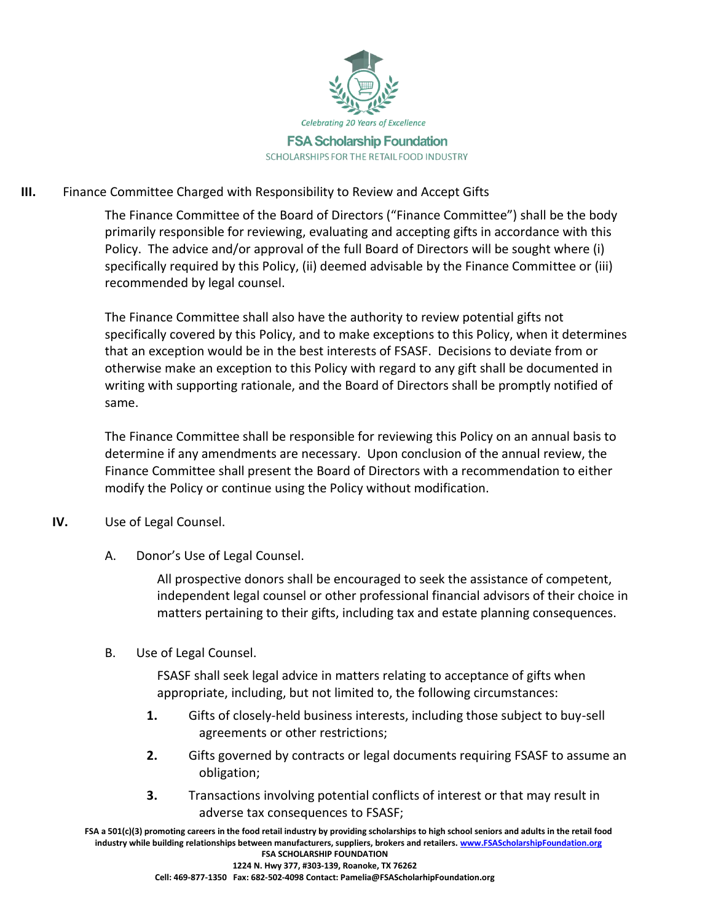## III. Finance Committee Charged with Responsibility to Review and Accept Gifts

The Finance Committee of the Board of Directors ("Finance Committee") shall be the body primarily responsible for reviewing, evaluating and accepting gifts in accordance with this Policy. The advice and/or approval of the full Board of Directors will be sought where (i) specifically required by this Policy, (ii) deemed advisable by the Finance Committee or (iii) recommended by legal counsel.

The Finance Committee shall also have the authority to review potential gifts not specifically covered by this Policy, and to make exceptions to this Policy, when it determines that an exception would be in the best interests of FSASF. Decisions to deviate from or otherwise make an exception to this Policy with regard to any gift shall be documented in writing with supporting rationale, and the Board of Directors shall be promptly notified of same.

The Finance Committee shall be responsible for reviewing this Policy on an annual basis to determine if any amendments are necessary. Upon conclusion of the annual review, the Finance Committee shall present the Board of Directors with a recommendation to either modify the Policy or continue using the Policy without modification.

## IV. Use of Legal Counsel.

### A. Donor's Use of Legal Counsel.

All prospective donors shall be encouraged to seek the assistance of competent, independent legal counsel or other professional financial advisors of their choice in matters pertaining to their gifts, including tax and estate planning consequences.

### B. Use of Legal Counsel.

FSASF shall seek legal advice in matters relating to acceptance of gifts when appropriate, including, but not limited to, the following circumstances:

1. Gifts of closely-held business interests, including those subject to buy-sell agreements or other restrictions;
2. Gifts governed by contracts or legal documents requiring FSASF to assume an obligation;
3. Transactions involving potential conflicts of interest or that may result in adverse tax consequences to FSASF;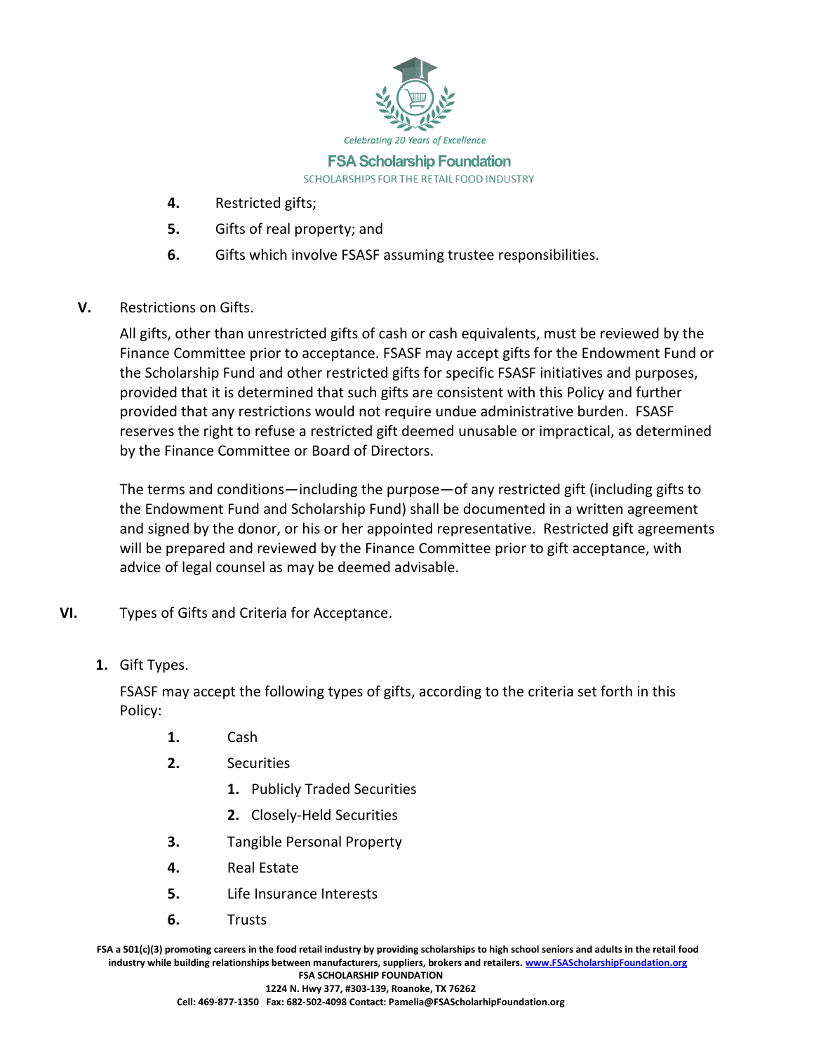4. Restricted gifts;
5. Gifts of real property; and
6. Gifts which involve FSASF assuming trustee responsibilities.

## V. Restrictions on Gifts.

All gifts, other than unrestricted gifts of cash or cash equivalents, must be reviewed by the Finance Committee prior to acceptance. FSASF may accept gifts for the Endowment Fund or the Scholarship Fund and other restricted gifts for specific FSASF initiatives and purposes, provided that it is determined that such gifts are consistent with this Policy and further provided that any restrictions would not require undue administrative burden. FSASF reserves the right to refuse a restricted gift deemed unusable or impractical, as determined by the Finance Committee or Board of Directors.

The terms and conditions—including the purpose—of any restricted gift (including gifts to the Endowment Fund and Scholarship Fund) shall be documented in a written agreement and signed by the donor, or his or her appointed representative. Restricted gift agreements will be prepared and reviewed by the Finance Committee prior to gift acceptance, with advice of legal counsel as may be deemed advisable.

## VI. Types of Gifts and Criteria for Acceptance.

### 1. Gift Types.

FSASF may accept the following types of gifts, according to the criteria set forth in this Policy:

1. Cash
2. Securities
   1. Publicly Traded Securities
   2. Closely-Held Securities
3. Tangible Personal Property
4. Real Estate
5. Life Insurance Interests
6. Trusts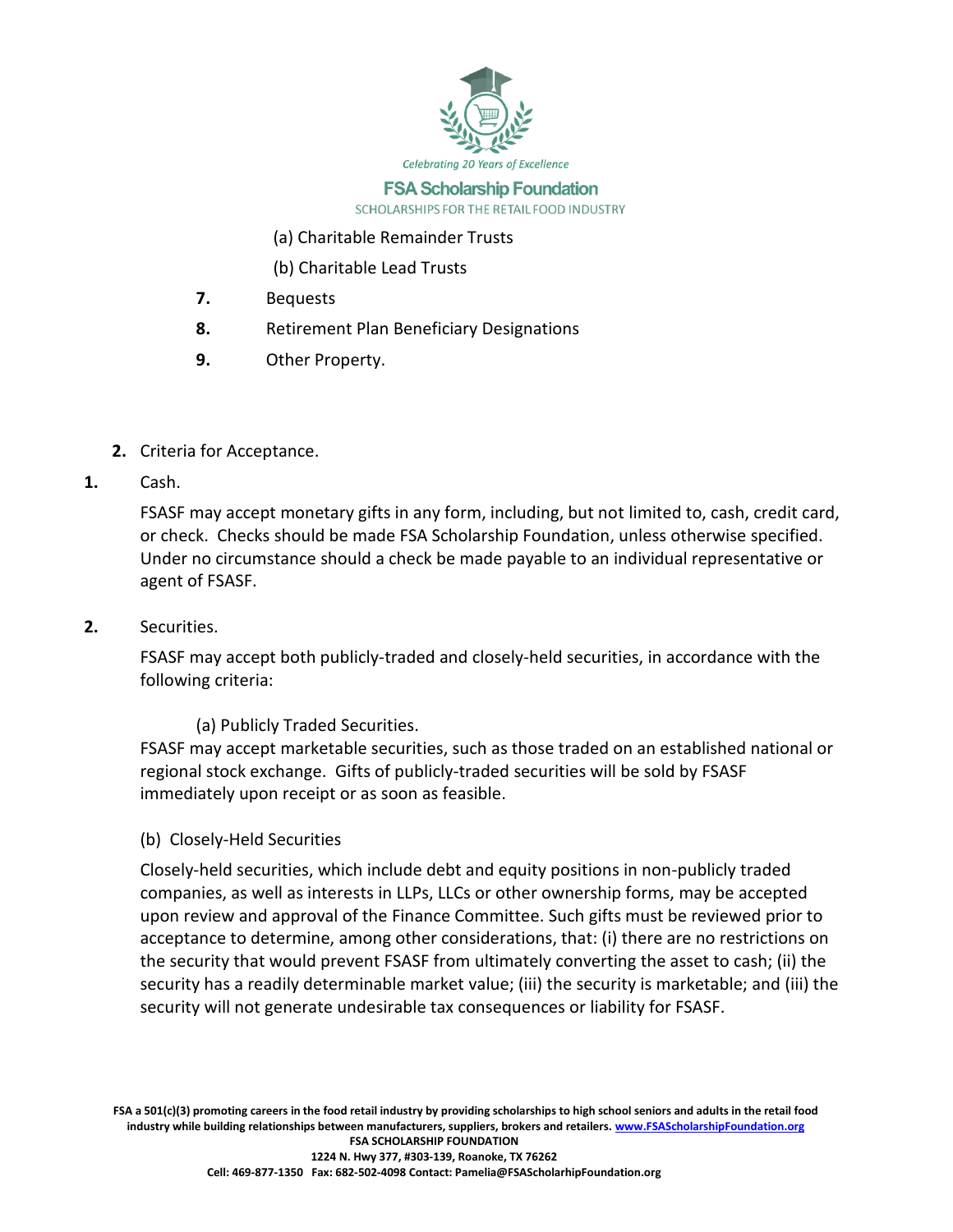(a) Charitable Remainder Trusts

(b) Charitable Lead Trusts

**7.** Bequests

**8.** Retirement Plan Beneficiary Designations

**9.** Other Property.

**2.** Criteria for Acceptance.

**1.** Cash.

FSASF may accept monetary gifts in any form, including, but not limited to, cash, credit card, or check. Checks should be made FSA Scholarship Foundation, unless otherwise specified. Under no circumstance should a check be made payable to an individual representative or agent of FSASF.

**2.** Securities.

FSASF may accept both publicly-traded and closely-held securities, in accordance with the following criteria:

(a) Publicly Traded Securities.

FSASF may accept marketable securities, such as those traded on an established national or regional stock exchange. Gifts of publicly-traded securities will be sold by FSASF immediately upon receipt or as soon as feasible.

(b) Closely-Held Securities

Closely-held securities, which include debt and equity positions in non-publicly traded companies, as well as interests in LLPs, LLCs or other ownership forms, may be accepted upon review and approval of the Finance Committee. Such gifts must be reviewed prior to acceptance to determine, among other considerations, that: (i) there are no restrictions on the security that would prevent FSASF from ultimately converting the asset to cash; (ii) the security has a readily determinable market value; (iii) the security is marketable; and (iii) the security will not generate undesirable tax consequences or liability for FSASF.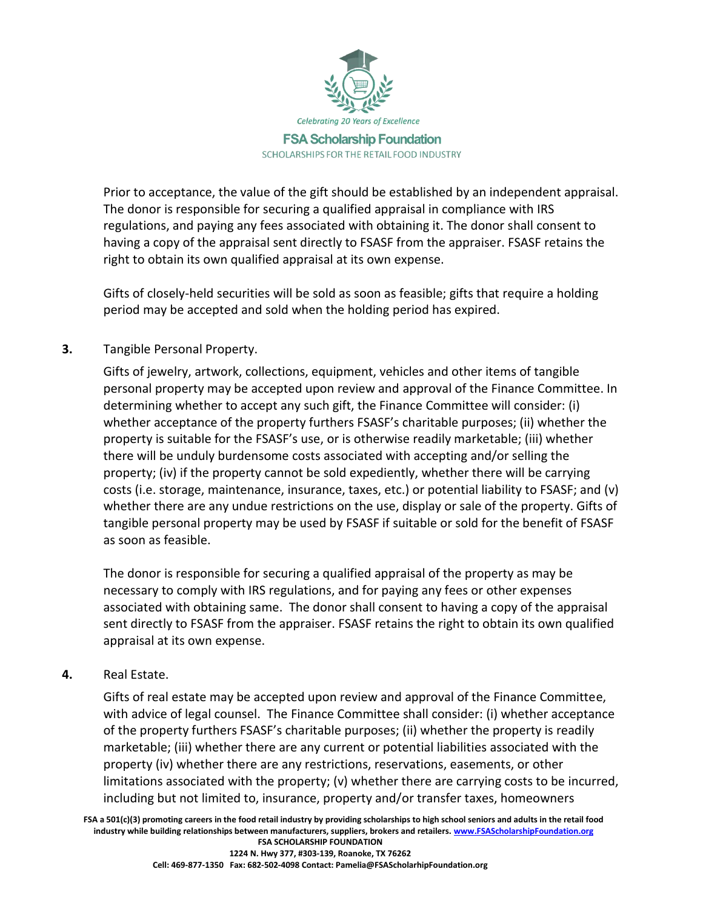Prior to acceptance, the value of the gift should be established by an independent appraisal. The donor is responsible for securing a qualified appraisal in compliance with IRS regulations, and paying any fees associated with obtaining it. The donor shall consent to having a copy of the appraisal sent directly to FSASF from the appraiser. FSASF retains the right to obtain its own qualified appraisal at its own expense.

Gifts of closely-held securities will be sold as soon as feasible; gifts that require a holding period may be accepted and sold when the holding period has expired.

**3.** Tangible Personal Property.

Gifts of jewelry, artwork, collections, equipment, vehicles and other items of tangible personal property may be accepted upon review and approval of the Finance Committee. In determining whether to accept any such gift, the Finance Committee will consider: (i) whether acceptance of the property furthers FSASF's charitable purposes; (ii) whether the property is suitable for the FSASF's use, or is otherwise readily marketable; (iii) whether there will be unduly burdensome costs associated with accepting and/or selling the property; (iv) if the property cannot be sold expediently, whether there will be carrying costs (i.e. storage, maintenance, insurance, taxes, etc.) or potential liability to FSASF; and (v) whether there are any undue restrictions on the use, display or sale of the property. Gifts of tangible personal property may be used by FSASF if suitable or sold for the benefit of FSASF as soon as feasible.

The donor is responsible for securing a qualified appraisal of the property as may be necessary to comply with IRS regulations, and for paying any fees or other expenses associated with obtaining same. The donor shall consent to having a copy of the appraisal sent directly to FSASF from the appraiser. FSASF retains the right to obtain its own qualified appraisal at its own expense.

**4.** Real Estate.

Gifts of real estate may be accepted upon review and approval of the Finance Committee, with advice of legal counsel. The Finance Committee shall consider: (i) whether acceptance of the property furthers FSASF's charitable purposes; (ii) whether the property is readily marketable; (iii) whether there are any current or potential liabilities associated with the property (iv) whether there are any restrictions, reservations, easements, or other limitations associated with the property; (v) whether there are carrying costs to be incurred, including but not limited to, insurance, property and/or transfer taxes, homeowners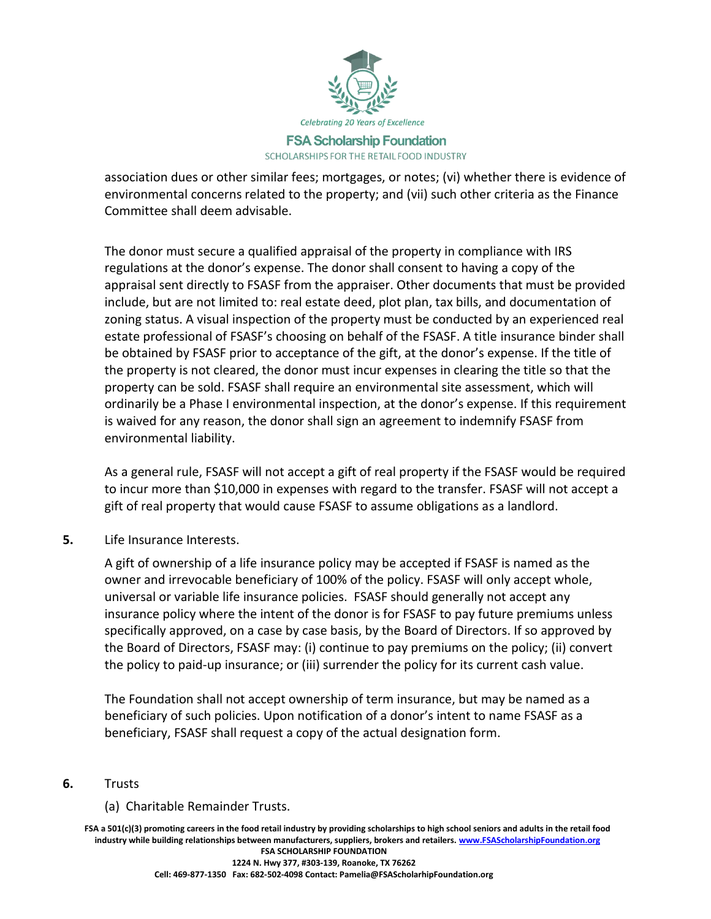association dues or other similar fees; mortgages, or notes; (vi) whether there is evidence of environmental concerns related to the property; and (vii) such other criteria as the Finance Committee shall deem advisable.

The donor must secure a qualified appraisal of the property in compliance with IRS regulations at the donor's expense. The donor shall consent to having a copy of the appraisal sent directly to FSASF from the appraiser. Other documents that must be provided include, but are not limited to: real estate deed, plot plan, tax bills, and documentation of zoning status. A visual inspection of the property must be conducted by an experienced real estate professional of FSASF's choosing on behalf of the FSASF. A title insurance binder shall be obtained by FSASF prior to acceptance of the gift, at the donor's expense. If the title of the property is not cleared, the donor must incur expenses in clearing the title so that the property can be sold. FSASF shall require an environmental site assessment, which will ordinarily be a Phase I environmental inspection, at the donor's expense. If this requirement is waived for any reason, the donor shall sign an agreement to indemnify FSASF from environmental liability.

As a general rule, FSASF will not accept a gift of real property if the FSASF would be required to incur more than $10,000 in expenses with regard to the transfer. FSASF will not accept a gift of real property that would cause FSASF to assume obligations as a landlord.

**5.** Life Insurance Interests.

A gift of ownership of a life insurance policy may be accepted if FSASF is named as the owner and irrevocable beneficiary of 100% of the policy. FSASF will only accept whole, universal or variable life insurance policies. FSASF should generally not accept any insurance policy where the intent of the donor is for FSASF to pay future premiums unless specifically approved, on a case by case basis, by the Board of Directors. If so approved by the Board of Directors, FSASF may: (i) continue to pay premiums on the policy; (ii) convert the policy to paid-up insurance; or (iii) surrender the policy for its current cash value.

The Foundation shall not accept ownership of term insurance, but may be named as a beneficiary of such policies. Upon notification of a donor's intent to name FSASF as a beneficiary, FSASF shall request a copy of the actual designation form.

**6.** Trusts

(a) Charitable Remainder Trusts.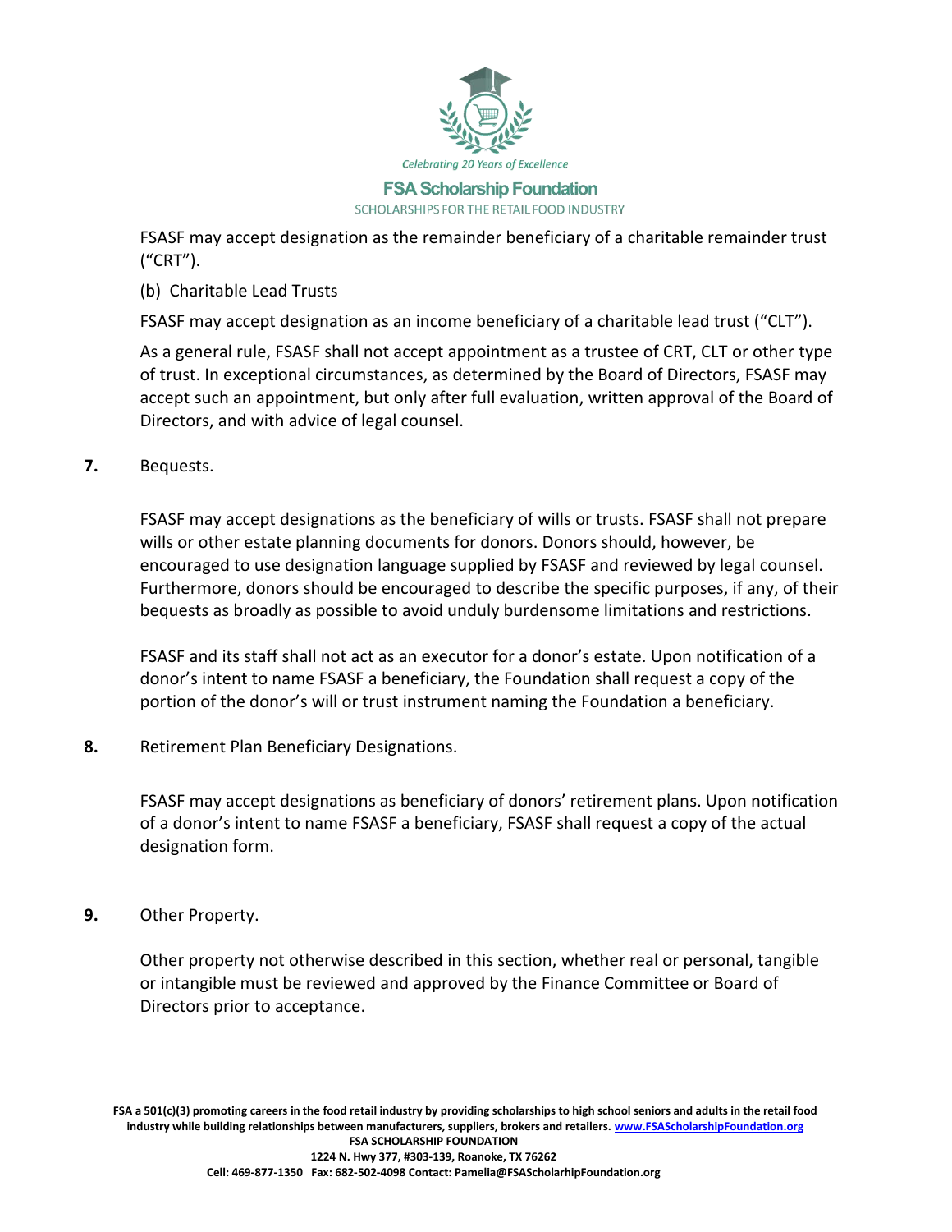FSASF may accept designation as the remainder beneficiary of a charitable remainder trust ("CRT").

(b) Charitable Lead Trusts

FSASF may accept designation as an income beneficiary of a charitable lead trust ("CLT").

As a general rule, FSASF shall not accept appointment as a trustee of CRT, CLT or other type of trust. In exceptional circumstances, as determined by the Board of Directors, FSASF may accept such an appointment, but only after full evaluation, written approval of the Board of Directors, and with advice of legal counsel.

**7.** Bequests.

FSASF may accept designations as the beneficiary of wills or trusts. FSASF shall not prepare wills or other estate planning documents for donors. Donors should, however, be encouraged to use designation language supplied by FSASF and reviewed by legal counsel. Furthermore, donors should be encouraged to describe the specific purposes, if any, of their bequests as broadly as possible to avoid unduly burdensome limitations and restrictions.

FSASF and its staff shall not act as an executor for a donor's estate. Upon notification of a donor's intent to name FSASF a beneficiary, the Foundation shall request a copy of the portion of the donor's will or trust instrument naming the Foundation a beneficiary.

**8.** Retirement Plan Beneficiary Designations.

FSASF may accept designations as beneficiary of donors' retirement plans. Upon notification of a donor's intent to name FSASF a beneficiary, FSASF shall request a copy of the actual designation form.

**9.** Other Property.

Other property not otherwise described in this section, whether real or personal, tangible or intangible must be reviewed and approved by the Finance Committee or Board of Directors prior to acceptance.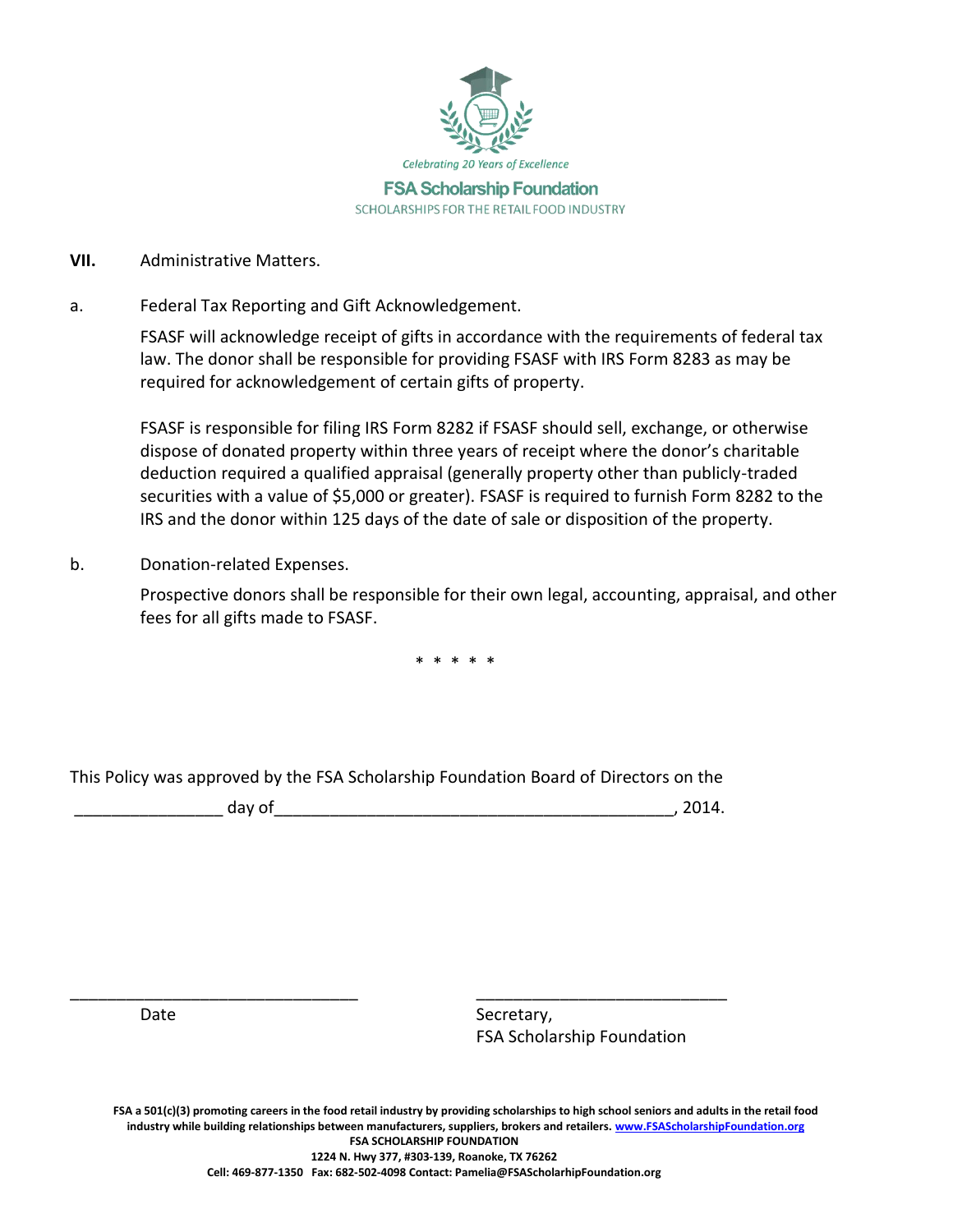**VII.** Administrative Matters.

a. Federal Tax Reporting and Gift Acknowledgement.

FSASF will acknowledge receipt of gifts in accordance with the requirements of federal tax law. The donor shall be responsible for providing FSASF with IRS Form 8283 as may be required for acknowledgement of certain gifts of property.

FSASF is responsible for filing IRS Form 8282 if FSASF should sell, exchange, or otherwise dispose of donated property within three years of receipt where the donor's charitable deduction required a qualified appraisal (generally property other than publicly-traded securities with a value of $5,000 or greater). FSASF is required to furnish Form 8282 to the IRS and the donor within 125 days of the date of sale or disposition of the property.

b. Donation-related Expenses.

Prospective donors shall be responsible for their own legal, accounting, appraisal, and other fees for all gifts made to FSASF.

\* \* \* \* \*

This Policy was approved by the FSA Scholarship Foundation Board of Directors on the

________________ day of___________________________________________, 2014.

________________________________ ____________________________

Date Secretary,
FSA Scholarship Foundation

**FSA a 501(c)(3) promoting careers in the food retail industry by providing scholarships to high school seniors and adults in the retail food industry while building relationships between manufacturers, suppliers, brokers and retailers. www.FSAScholarshipFoundation.org**

**FSA SCHOLARSHIP FOUNDATION**

**1224 N. Hwy 377, #303-139, Roanoke, TX 76262**

**Cell: 469-877-1350 Fax: 682-502-4098 Contact: Pamelia@FSAScholarhipFoundation.org**